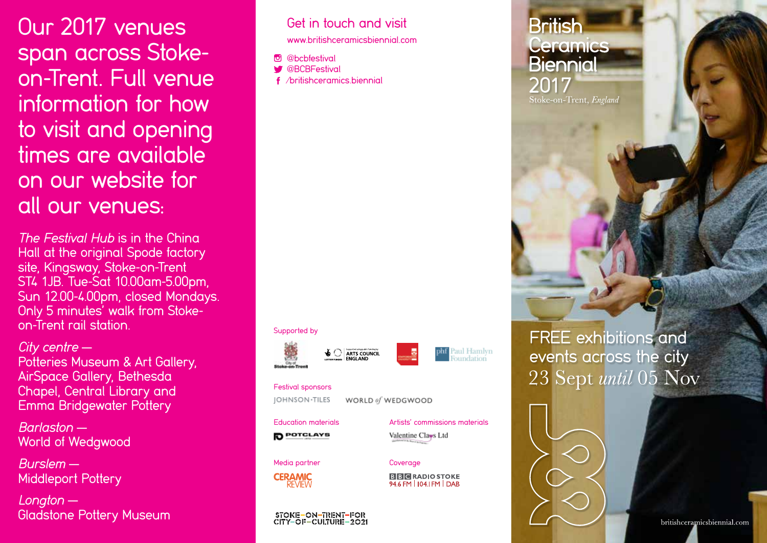# Our 2017 venues span across Stoke-on-Trent. Full venue information for how to visit and opening times are available on our website for all our venues:

*The Festival Hub* is in the China Hall at the original Spode factory site, Kingsway, Stoke-on-Trent ST4 1JB. Tue-Sat 10.00am-5.00pm, Sun 12.00-4.00pm, closed Mondays. Only 5 minutes' walk from Stoke-on-Trent rail station.

*City centre —*
Potteries Museum & Art Gallery, AirSpace Gallery, Bethesda Chapel, Central Library and Emma Bridgewater Pottery

*Barlaston —*
World of Wedgwood

*Burslem —*
Middleport Pottery

*Longton —*
Gladstone Pottery Museum

## Get in touch and visit

www.britishceramicsbiennial.com

- @bcbfestival
- @BCBFestival
- /britishceramics.biennial

Supported by

City of Stoke-on-Trent · Arts Council England · Paul Hamlyn Foundation

Festival sponsors

JOHNSON-TILES · WORLD of WEDGWOOD

Education materials

POTCLAYS

Artists' commissions materials

Valentine Clays Ltd

Media partner

CERAMIC REVIEW

Coverage

BBC RADIO STOKE 94.6 FM | 104.1 FM | DAB

STOKE-ON-TRENT-FOR CITY-OF-CULTURE-2021

# British Ceramics Biennial 2017

Stoke-on-Trent, *England*

FREE exhibitions and events across the city

23 Sept *until* 05 Nov

britishceramicsbiennial.com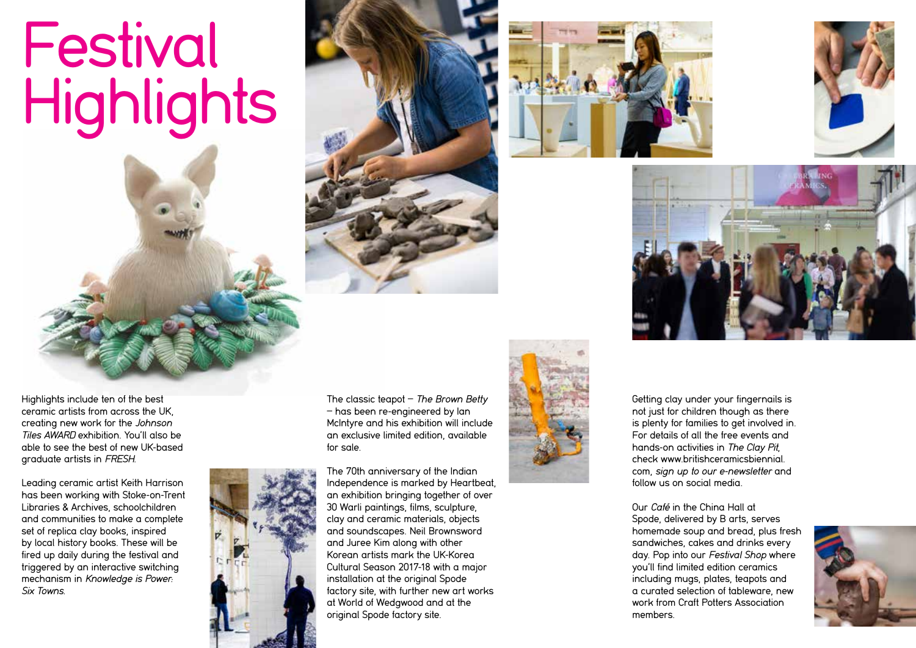# Festival Highlights

Highlights include ten of the best ceramic artists from across the UK, creating new work for the *Johnson Tiles AWARD* exhibition. You'll also be able to see the best of new UK-based graduate artists in *FRESH*.

Leading ceramic artist Keith Harrison has been working with Stoke-on-Trent Libraries & Archives, schoolchildren and communities to make a complete set of replica clay books, inspired by local history books. These will be fired up daily during the festival and triggered by an interactive switching mechanism in *Knowledge is Power: Six Towns*.

The classic teapot – *The Brown Betty* – has been re-engineered by Ian McIntyre and his exhibition will include an exclusive limited edition, available for sale.

The 70th anniversary of the Indian Independence is marked by Heartbeat, an exhibition bringing together of over 30 Warli paintings, films, sculpture, clay and ceramic materials, objects and soundscapes. Neil Brownsword and Juree Kim along with other Korean artists mark the UK-Korea Cultural Season 2017-18 with a major installation at the original Spode factory site, with further new art works at World of Wedgwood and at the original Spode factory site.

Getting clay under your fingernails is not just for children though as there is plenty for families to get involved in. For details of all the free events and hands-on activities in *The Clay Pit*, check www.britishceramicsbiennial.com, *sign up to our e-newsletter* and follow us on social media.

Our *Café* in the China Hall at Spode, delivered by B arts, serves homemade soup and bread, plus fresh sandwiches, cakes and drinks every day. Pop into our *Festival Shop* where you'll find limited edition ceramics including mugs, plates, teapots and a curated selection of tableware, new work from Craft Potters Association members.